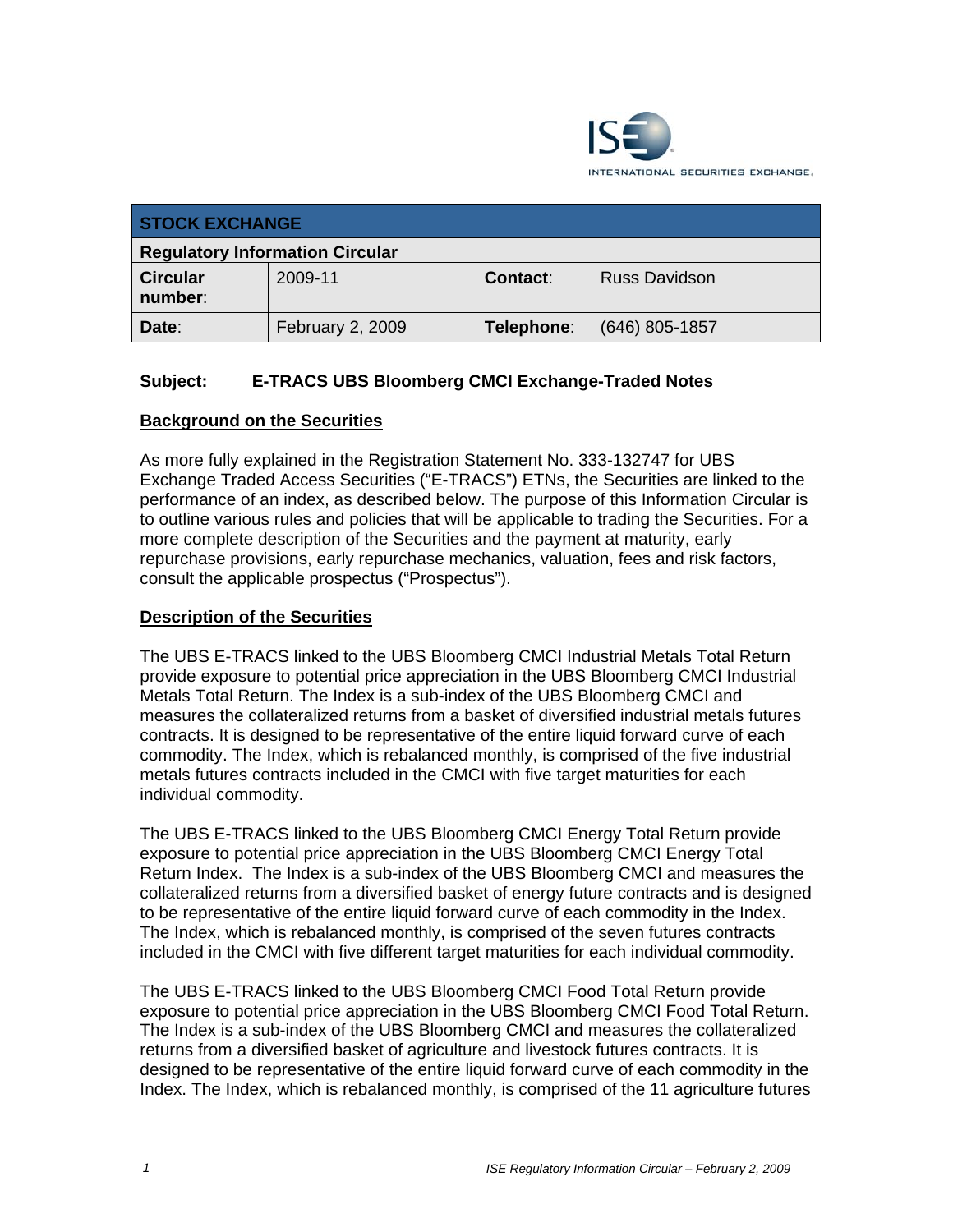| STOCK EXCHANGE | | | |
|---|---|---|---|
| **Regulatory Information Circular** | | | |
| **Circular number**: | 2009-11 | **Contact**: | Russ Davidson |
| **Date**: | February 2, 2009 | **Telephone**: | (646) 805-1857 |

**Subject: E-TRACS UBS Bloomberg CMCI Exchange-Traded Notes**

## Background on the Securities

As more fully explained in the Registration Statement No. 333-132747 for UBS Exchange Traded Access Securities ("E-TRACS") ETNs, the Securities are linked to the performance of an index, as described below. The purpose of this Information Circular is to outline various rules and policies that will be applicable to trading the Securities. For a more complete description of the Securities and the payment at maturity, early repurchase provisions, early repurchase mechanics, valuation, fees and risk factors, consult the applicable prospectus ("Prospectus").

## Description of the Securities

The UBS E-TRACS linked to the UBS Bloomberg CMCI Industrial Metals Total Return provide exposure to potential price appreciation in the UBS Bloomberg CMCI Industrial Metals Total Return. The Index is a sub-index of the UBS Bloomberg CMCI and measures the collateralized returns from a basket of diversified industrial metals futures contracts. It is designed to be representative of the entire liquid forward curve of each commodity. The Index, which is rebalanced monthly, is comprised of the five industrial metals futures contracts included in the CMCI with five target maturities for each individual commodity.

The UBS E-TRACS linked to the UBS Bloomberg CMCI Energy Total Return provide exposure to potential price appreciation in the UBS Bloomberg CMCI Energy Total Return Index. The Index is a sub-index of the UBS Bloomberg CMCI and measures the collateralized returns from a diversified basket of energy future contracts and is designed to be representative of the entire liquid forward curve of each commodity in the Index. The Index, which is rebalanced monthly, is comprised of the seven futures contracts included in the CMCI with five different target maturities for each individual commodity.

The UBS E-TRACS linked to the UBS Bloomberg CMCI Food Total Return provide exposure to potential price appreciation in the UBS Bloomberg CMCI Food Total Return. The Index is a sub-index of the UBS Bloomberg CMCI and measures the collateralized returns from a diversified basket of agriculture and livestock futures contracts. It is designed to be representative of the entire liquid forward curve of each commodity in the Index. The Index, which is rebalanced monthly, is comprised of the 11 agriculture futures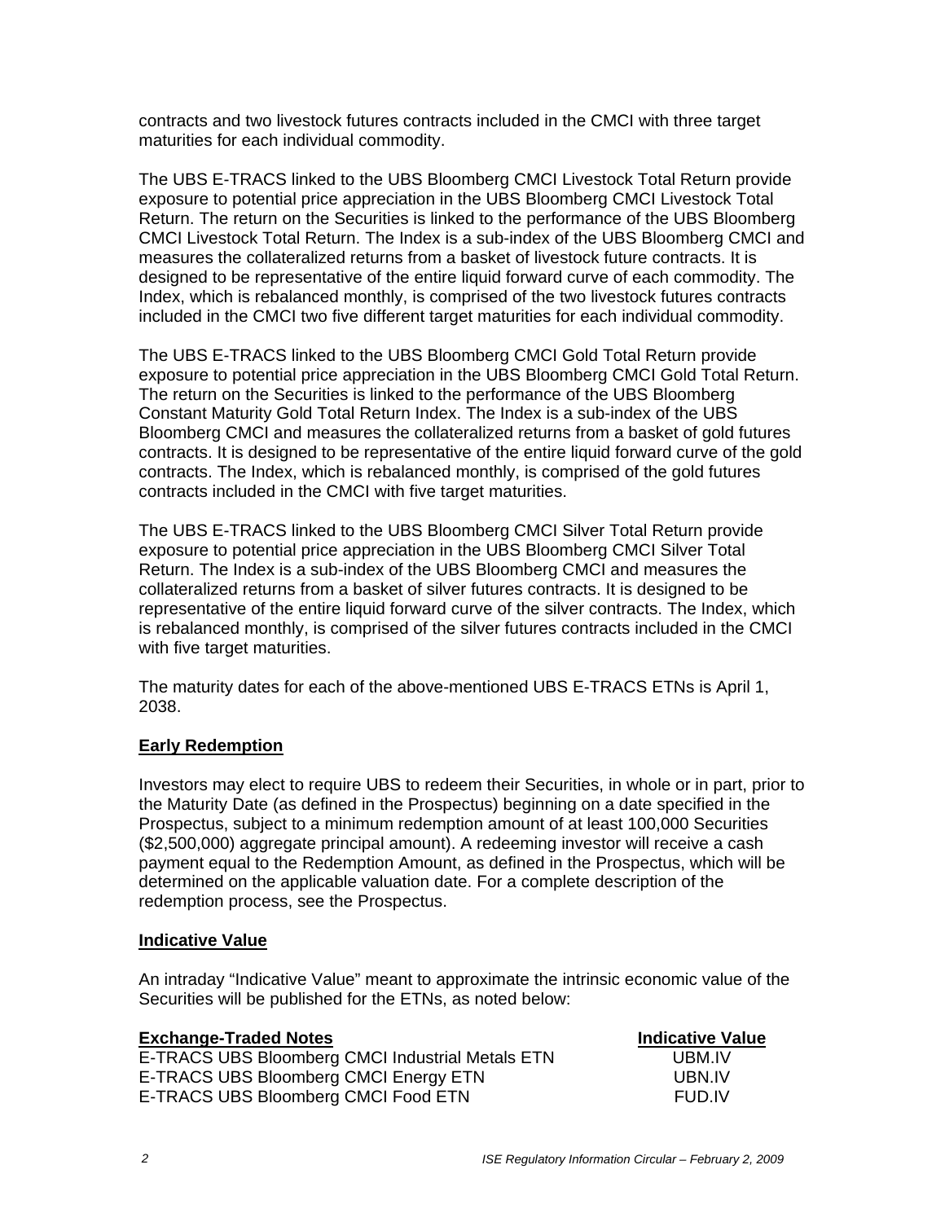contracts and two livestock futures contracts included in the CMCI with three target maturities for each individual commodity.

The UBS E-TRACS linked to the UBS Bloomberg CMCI Livestock Total Return provide exposure to potential price appreciation in the UBS Bloomberg CMCI Livestock Total Return. The return on the Securities is linked to the performance of the UBS Bloomberg CMCI Livestock Total Return. The Index is a sub-index of the UBS Bloomberg CMCI and measures the collateralized returns from a basket of livestock future contracts. It is designed to be representative of the entire liquid forward curve of each commodity. The Index, which is rebalanced monthly, is comprised of the two livestock futures contracts included in the CMCI two five different target maturities for each individual commodity.

The UBS E-TRACS linked to the UBS Bloomberg CMCI Gold Total Return provide exposure to potential price appreciation in the UBS Bloomberg CMCI Gold Total Return. The return on the Securities is linked to the performance of the UBS Bloomberg Constant Maturity Gold Total Return Index. The Index is a sub-index of the UBS Bloomberg CMCI and measures the collateralized returns from a basket of gold futures contracts. It is designed to be representative of the entire liquid forward curve of the gold contracts. The Index, which is rebalanced monthly, is comprised of the gold futures contracts included in the CMCI with five target maturities.

The UBS E-TRACS linked to the UBS Bloomberg CMCI Silver Total Return provide exposure to potential price appreciation in the UBS Bloomberg CMCI Silver Total Return. The Index is a sub-index of the UBS Bloomberg CMCI and measures the collateralized returns from a basket of silver futures contracts. It is designed to be representative of the entire liquid forward curve of the silver contracts. The Index, which is rebalanced monthly, is comprised of the silver futures contracts included in the CMCI with five target maturities.

The maturity dates for each of the above-mentioned UBS E-TRACS ETNs is April 1, 2038.

**Early Redemption**

Investors may elect to require UBS to redeem their Securities, in whole or in part, prior to the Maturity Date (as defined in the Prospectus) beginning on a date specified in the Prospectus, subject to a minimum redemption amount of at least 100,000 Securities ($2,500,000) aggregate principal amount). A redeeming investor will receive a cash payment equal to the Redemption Amount, as defined in the Prospectus, which will be determined on the applicable valuation date. For a complete description of the redemption process, see the Prospectus.

**Indicative Value**

An intraday "Indicative Value" meant to approximate the intrinsic economic value of the Securities will be published for the ETNs, as noted below:

| Exchange-Traded Notes | Indicative Value |
|---|---|
| E-TRACS UBS Bloomberg CMCI Industrial Metals ETN | UBM.IV |
| E-TRACS UBS Bloomberg CMCI Energy ETN | UBN.IV |
| E-TRACS UBS Bloomberg CMCI Food ETN | FUD.IV |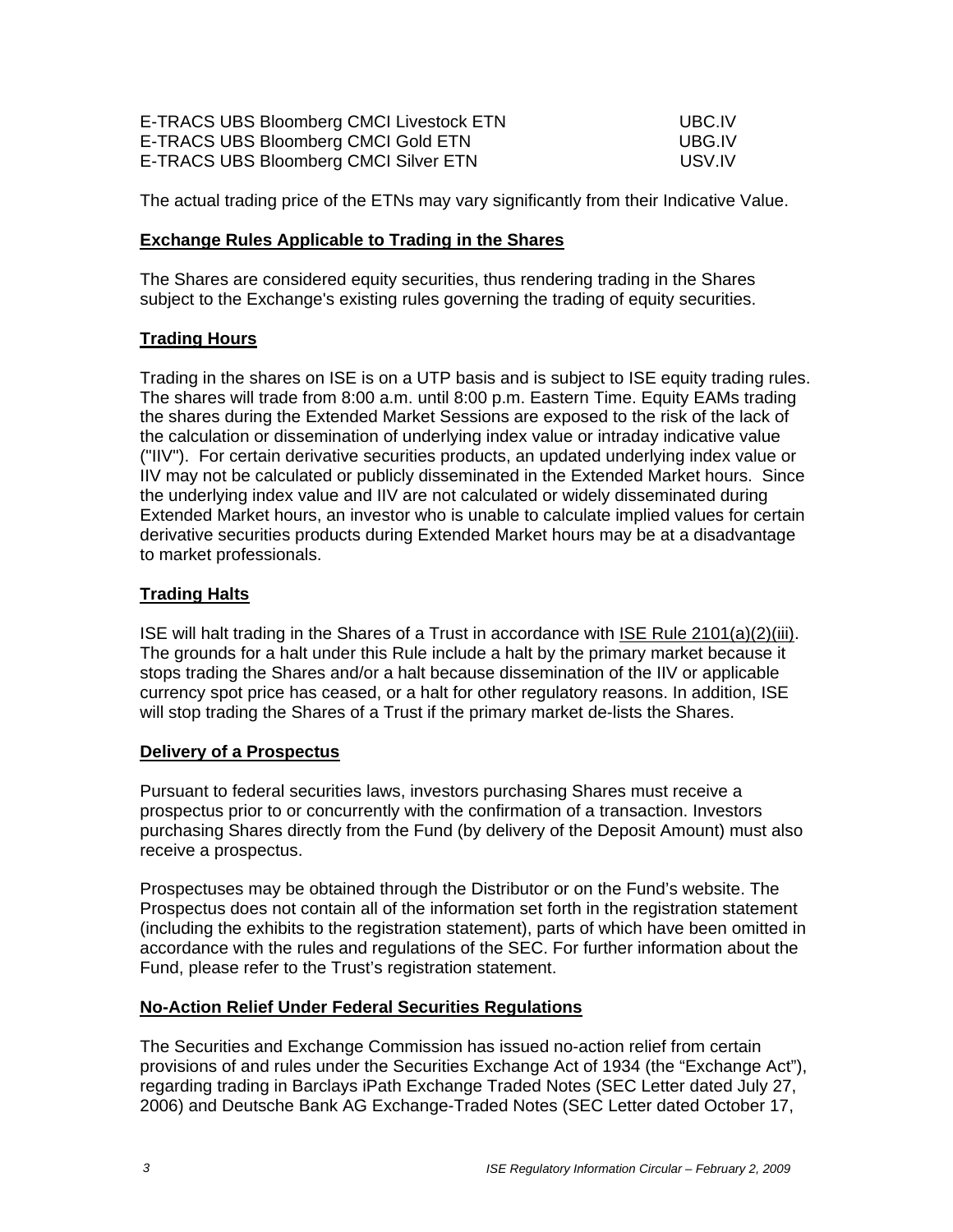| | |
|---|---|
| E-TRACS UBS Bloomberg CMCI Livestock ETN | UBC.IV |
| E-TRACS UBS Bloomberg CMCI Gold ETN | UBG.IV |
| E-TRACS UBS Bloomberg CMCI Silver ETN | USV.IV |

The actual trading price of the ETNs may vary significantly from their Indicative Value.

**Exchange Rules Applicable to Trading in the Shares**

The Shares are considered equity securities, thus rendering trading in the Shares subject to the Exchange's existing rules governing the trading of equity securities.

**Trading Hours**

Trading in the shares on ISE is on a UTP basis and is subject to ISE equity trading rules. The shares will trade from 8:00 a.m. until 8:00 p.m. Eastern Time. Equity EAMs trading the shares during the Extended Market Sessions are exposed to the risk of the lack of the calculation or dissemination of underlying index value or intraday indicative value ("IIV"). For certain derivative securities products, an updated underlying index value or IIV may not be calculated or publicly disseminated in the Extended Market hours. Since the underlying index value and IIV are not calculated or widely disseminated during Extended Market hours, an investor who is unable to calculate implied values for certain derivative securities products during Extended Market hours may be at a disadvantage to market professionals.

**Trading Halts**

ISE will halt trading in the Shares of a Trust in accordance with ISE Rule 2101(a)(2)(iii). The grounds for a halt under this Rule include a halt by the primary market because it stops trading the Shares and/or a halt because dissemination of the IIV or applicable currency spot price has ceased, or a halt for other regulatory reasons. In addition, ISE will stop trading the Shares of a Trust if the primary market de-lists the Shares.

**Delivery of a Prospectus**

Pursuant to federal securities laws, investors purchasing Shares must receive a prospectus prior to or concurrently with the confirmation of a transaction. Investors purchasing Shares directly from the Fund (by delivery of the Deposit Amount) must also receive a prospectus.

Prospectuses may be obtained through the Distributor or on the Fund's website. The Prospectus does not contain all of the information set forth in the registration statement (including the exhibits to the registration statement), parts of which have been omitted in accordance with the rules and regulations of the SEC. For further information about the Fund, please refer to the Trust's registration statement.

**No-Action Relief Under Federal Securities Regulations**

The Securities and Exchange Commission has issued no-action relief from certain provisions of and rules under the Securities Exchange Act of 1934 (the "Exchange Act"), regarding trading in Barclays iPath Exchange Traded Notes (SEC Letter dated July 27, 2006) and Deutsche Bank AG Exchange-Traded Notes (SEC Letter dated October 17,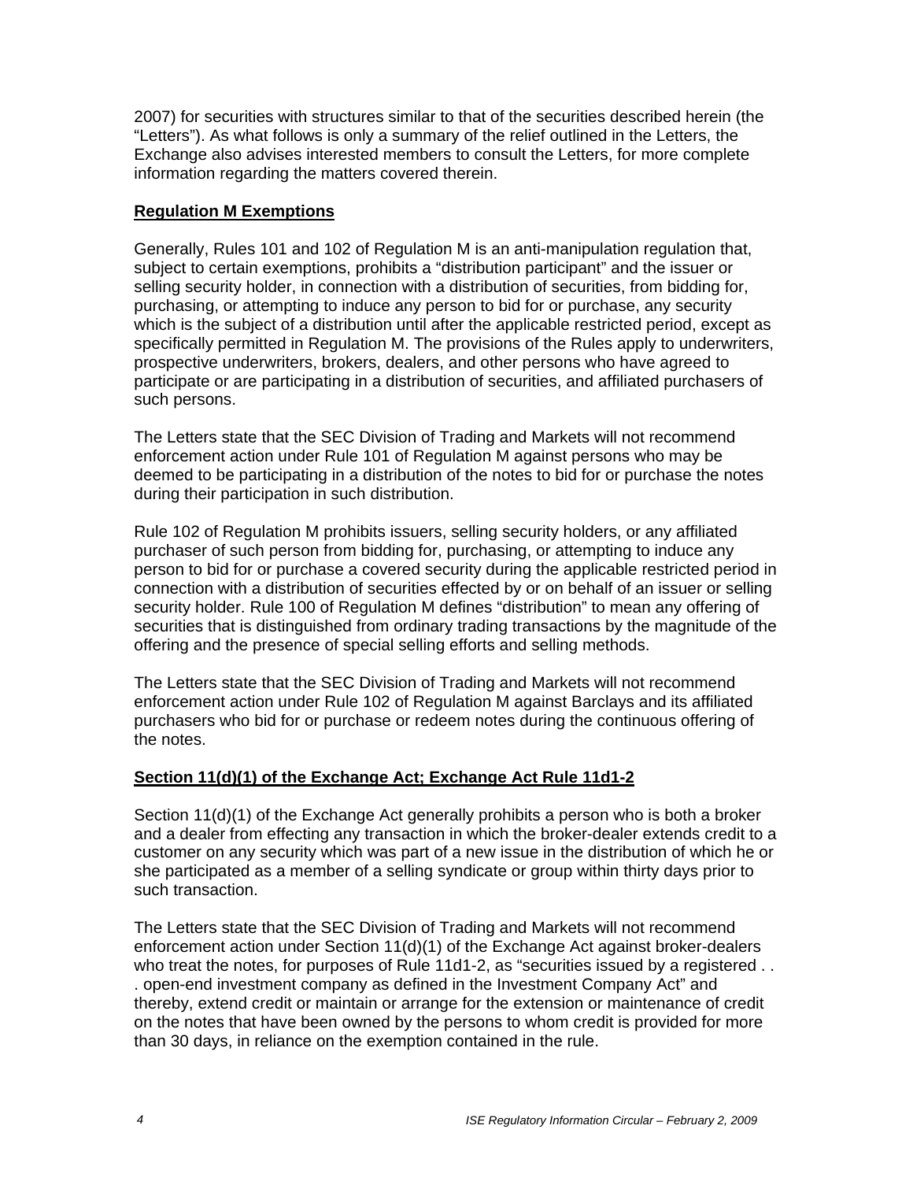2007) for securities with structures similar to that of the securities described herein (the "Letters"). As what follows is only a summary of the relief outlined in the Letters, the Exchange also advises interested members to consult the Letters, for more complete information regarding the matters covered therein.

**Regulation M Exemptions**

Generally, Rules 101 and 102 of Regulation M is an anti-manipulation regulation that, subject to certain exemptions, prohibits a "distribution participant" and the issuer or selling security holder, in connection with a distribution of securities, from bidding for, purchasing, or attempting to induce any person to bid for or purchase, any security which is the subject of a distribution until after the applicable restricted period, except as specifically permitted in Regulation M. The provisions of the Rules apply to underwriters, prospective underwriters, brokers, dealers, and other persons who have agreed to participate or are participating in a distribution of securities, and affiliated purchasers of such persons.

The Letters state that the SEC Division of Trading and Markets will not recommend enforcement action under Rule 101 of Regulation M against persons who may be deemed to be participating in a distribution of the notes to bid for or purchase the notes during their participation in such distribution.

Rule 102 of Regulation M prohibits issuers, selling security holders, or any affiliated purchaser of such person from bidding for, purchasing, or attempting to induce any person to bid for or purchase a covered security during the applicable restricted period in connection with a distribution of securities effected by or on behalf of an issuer or selling security holder. Rule 100 of Regulation M defines "distribution" to mean any offering of securities that is distinguished from ordinary trading transactions by the magnitude of the offering and the presence of special selling efforts and selling methods.

The Letters state that the SEC Division of Trading and Markets will not recommend enforcement action under Rule 102 of Regulation M against Barclays and its affiliated purchasers who bid for or purchase or redeem notes during the continuous offering of the notes.

**Section 11(d)(1) of the Exchange Act; Exchange Act Rule 11d1-2**

Section 11(d)(1) of the Exchange Act generally prohibits a person who is both a broker and a dealer from effecting any transaction in which the broker-dealer extends credit to a customer on any security which was part of a new issue in the distribution of which he or she participated as a member of a selling syndicate or group within thirty days prior to such transaction.

The Letters state that the SEC Division of Trading and Markets will not recommend enforcement action under Section 11(d)(1) of the Exchange Act against broker-dealers who treat the notes, for purposes of Rule 11d1-2, as "securities issued by a registered . . . open-end investment company as defined in the Investment Company Act" and thereby, extend credit or maintain or arrange for the extension or maintenance of credit on the notes that have been owned by the persons to whom credit is provided for more than 30 days, in reliance on the exemption contained in the rule.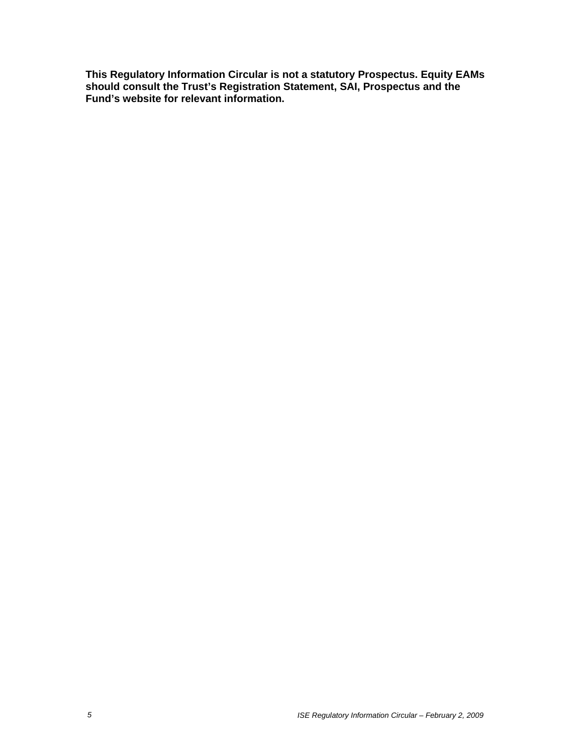**This Regulatory Information Circular is not a statutory Prospectus. Equity EAMs should consult the Trust's Registration Statement, SAI, Prospectus and the Fund's website for relevant information.**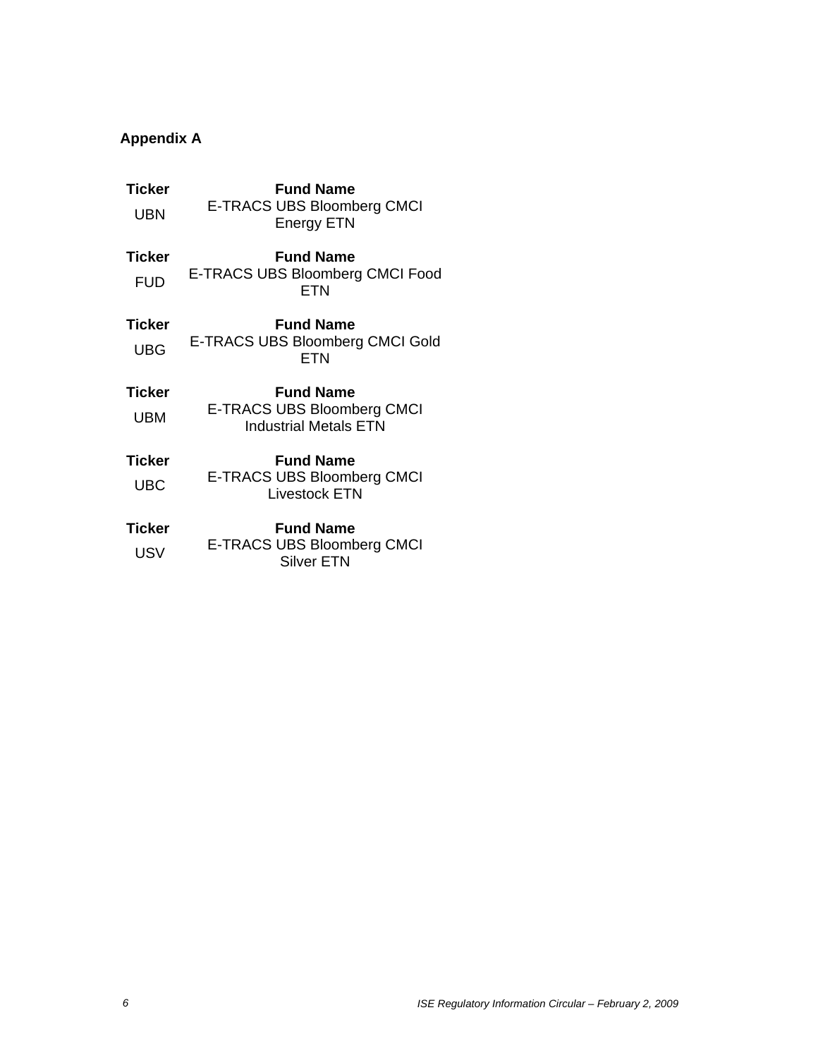## Appendix A

| Ticker | Fund Name |
|---|---|
| UBN | E-TRACS UBS Bloomberg CMCI Energy ETN |
| FUD | E-TRACS UBS Bloomberg CMCI Food ETN |
| UBG | E-TRACS UBS Bloomberg CMCI Gold ETN |
| UBM | E-TRACS UBS Bloomberg CMCI Industrial Metals ETN |
| UBC | E-TRACS UBS Bloomberg CMCI Livestock ETN |
| USV | E-TRACS UBS Bloomberg CMCI Silver ETN |